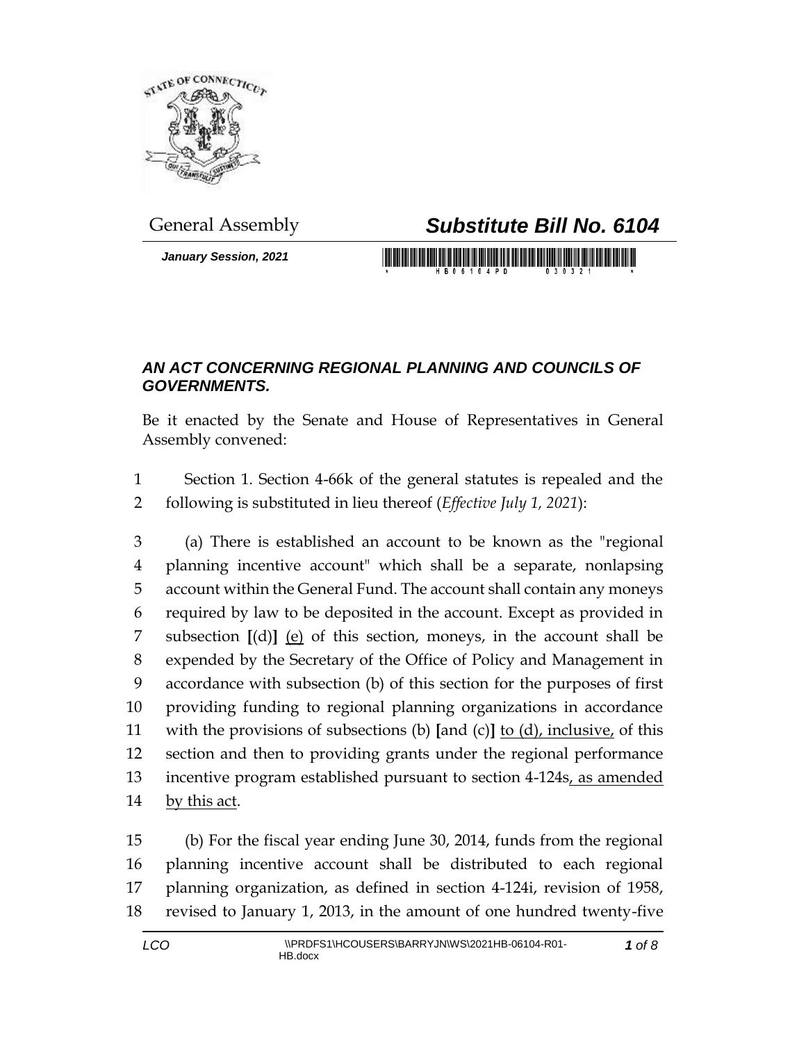General Assembly

# *Substitute Bill No. 6104*

***January Session, 2021***

## *AN ACT CONCERNING REGIONAL PLANNING AND COUNCILS OF GOVERNMENTS.*

Be it enacted by the Senate and House of Representatives in General Assembly convened:

1 Section 1. Section 4-66k of the general statutes is repealed and the
2 following is substituted in lieu thereof (*Effective July 1, 2021*):

3 (a) There is established an account to be known as the "regional
4 planning incentive account" which shall be a separate, nonlapsing
5 account within the General Fund. The account shall contain any moneys
6 required by law to be deposited in the account. Except as provided in
7 subsection **[**(d)**]** <u>(e)</u> of this section, moneys, in the account shall be
8 expended by the Secretary of the Office of Policy and Management in
9 accordance with subsection (b) of this section for the purposes of first
10 providing funding to regional planning organizations in accordance
11 with the provisions of subsections (b) **[**and (c)**]** <u>to (d), inclusive,</u> of this
12 section and then to providing grants under the regional performance
13 incentive program established pursuant to section 4-124s<u>, as amended</u>
14 <u>by this act</u>.

15 (b) For the fiscal year ending June 30, 2014, funds from the regional
16 planning incentive account shall be distributed to each regional
17 planning organization, as defined in section 4-124i, revision of 1958,
18 revised to January 1, 2013, in the amount of one hundred twenty-five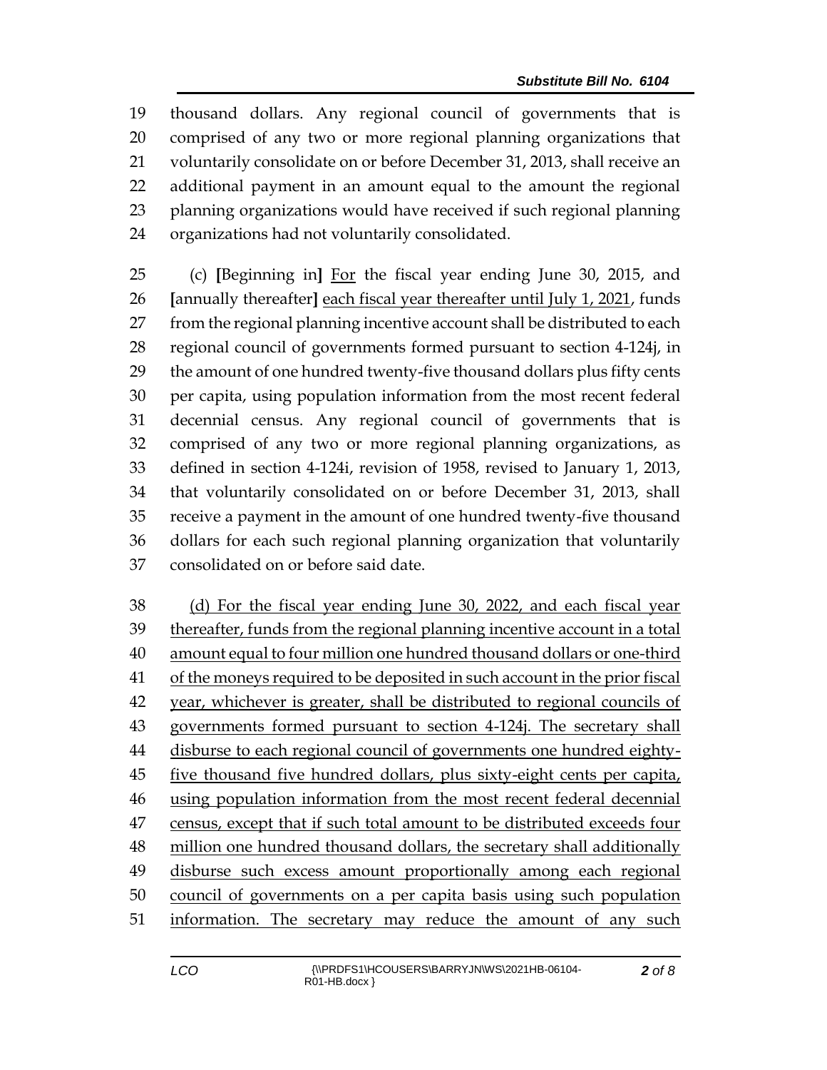thousand dollars. Any regional council of governments that is comprised of any two or more regional planning organizations that voluntarily consolidate on or before December 31, 2013, shall receive an additional payment in an amount equal to the amount the regional planning organizations would have received if such regional planning organizations had not voluntarily consolidated.

(c) [Beginning in] For the fiscal year ending June 30, 2015, and [annually thereafter] each fiscal year thereafter until July 1, 2021, funds from the regional planning incentive account shall be distributed to each regional council of governments formed pursuant to section 4-124j, in the amount of one hundred twenty-five thousand dollars plus fifty cents per capita, using population information from the most recent federal decennial census. Any regional council of governments that is comprised of any two or more regional planning organizations, as defined in section 4-124i, revision of 1958, revised to January 1, 2013, that voluntarily consolidated on or before December 31, 2013, shall receive a payment in the amount of one hundred twenty-five thousand dollars for each such regional planning organization that voluntarily consolidated on or before said date.

(d) For the fiscal year ending June 30, 2022, and each fiscal year thereafter, funds from the regional planning incentive account in a total amount equal to four million one hundred thousand dollars or one-third of the moneys required to be deposited in such account in the prior fiscal year, whichever is greater, shall be distributed to regional councils of governments formed pursuant to section 4-124j. The secretary shall disburse to each regional council of governments one hundred eighty-five thousand five hundred dollars, plus sixty-eight cents per capita, using population information from the most recent federal decennial census, except that if such total amount to be distributed exceeds four million one hundred thousand dollars, the secretary shall additionally disburse such excess amount proportionally among each regional council of governments on a per capita basis using such population information. The secretary may reduce the amount of any such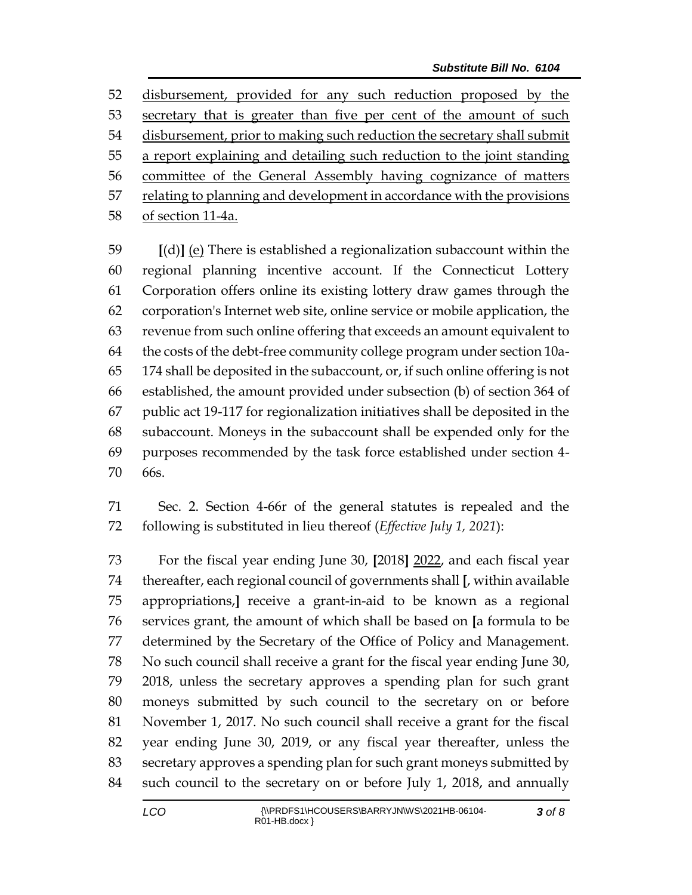52 disbursement, provided for any such reduction proposed by the
53 secretary that is greater than five per cent of the amount of such
54 disbursement, prior to making such reduction the secretary shall submit
55 a report explaining and detailing such reduction to the joint standing
56 committee of the General Assembly having cognizance of matters
57 relating to planning and development in accordance with the provisions
58 of section 11-4a.

59 [(d)] (e) There is established a regionalization subaccount within the
60 regional planning incentive account. If the Connecticut Lottery
61 Corporation offers online its existing lottery draw games through the
62 corporation's Internet web site, online service or mobile application, the
63 revenue from such online offering that exceeds an amount equivalent to
64 the costs of the debt-free community college program under section 10a-
65 174 shall be deposited in the subaccount, or, if such online offering is not
66 established, the amount provided under subsection (b) of section 364 of
67 public act 19-117 for regionalization initiatives shall be deposited in the
68 subaccount. Moneys in the subaccount shall be expended only for the
69 purposes recommended by the task force established under section 4-
70 66s.

71 Sec. 2. Section 4-66r of the general statutes is repealed and the
72 following is substituted in lieu thereof (*Effective July 1, 2021*):

73 For the fiscal year ending June 30, [2018] 2022, and each fiscal year
74 thereafter, each regional council of governments shall [, within available
75 appropriations,] receive a grant-in-aid to be known as a regional
76 services grant, the amount of which shall be based on [a formula to be
77 determined by the Secretary of the Office of Policy and Management.
78 No such council shall receive a grant for the fiscal year ending June 30,
79 2018, unless the secretary approves a spending plan for such grant
80 moneys submitted by such council to the secretary on or before
81 November 1, 2017. No such council shall receive a grant for the fiscal
82 year ending June 30, 2019, or any fiscal year thereafter, unless the
83 secretary approves a spending plan for such grant moneys submitted by
84 such council to the secretary on or before July 1, 2018, and annually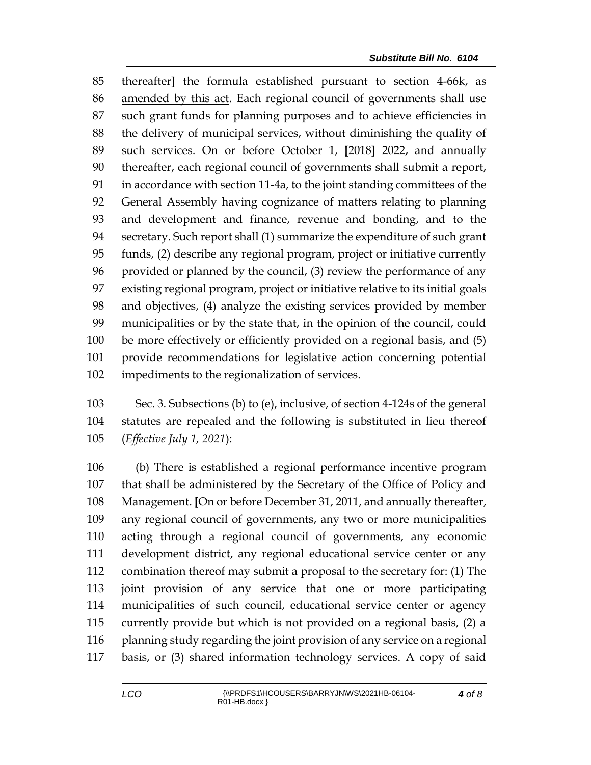thereafter] <u>the formula established pursuant to section 4-66k, as amended by this act</u>. Each regional council of governments shall use such grant funds for planning purposes and to achieve efficiencies in the delivery of municipal services, without diminishing the quality of such services. On or before October 1, [2018] <u>2022</u>, and annually thereafter, each regional council of governments shall submit a report, in accordance with section 11-4a, to the joint standing committees of the General Assembly having cognizance of matters relating to planning and development and finance, revenue and bonding, and to the secretary. Such report shall (1) summarize the expenditure of such grant funds, (2) describe any regional program, project or initiative currently provided or planned by the council, (3) review the performance of any existing regional program, project or initiative relative to its initial goals and objectives, (4) analyze the existing services provided by member municipalities or by the state that, in the opinion of the council, could be more effectively or efficiently provided on a regional basis, and (5) provide recommendations for legislative action concerning potential impediments to the regionalization of services.

Sec. 3. Subsections (b) to (e), inclusive, of section 4-124s of the general statutes are repealed and the following is substituted in lieu thereof (*Effective July 1, 2021*):

(b) There is established a regional performance incentive program that shall be administered by the Secretary of the Office of Policy and Management. [On or before December 31, 2011, and annually thereafter, any regional council of governments, any two or more municipalities acting through a regional council of governments, any economic development district, any regional educational service center or any combination thereof may submit a proposal to the secretary for: (1) The joint provision of any service that one or more participating municipalities of such council, educational service center or agency currently provide but which is not provided on a regional basis, (2) a planning study regarding the joint provision of any service on a regional basis, or (3) shared information technology services. A copy of said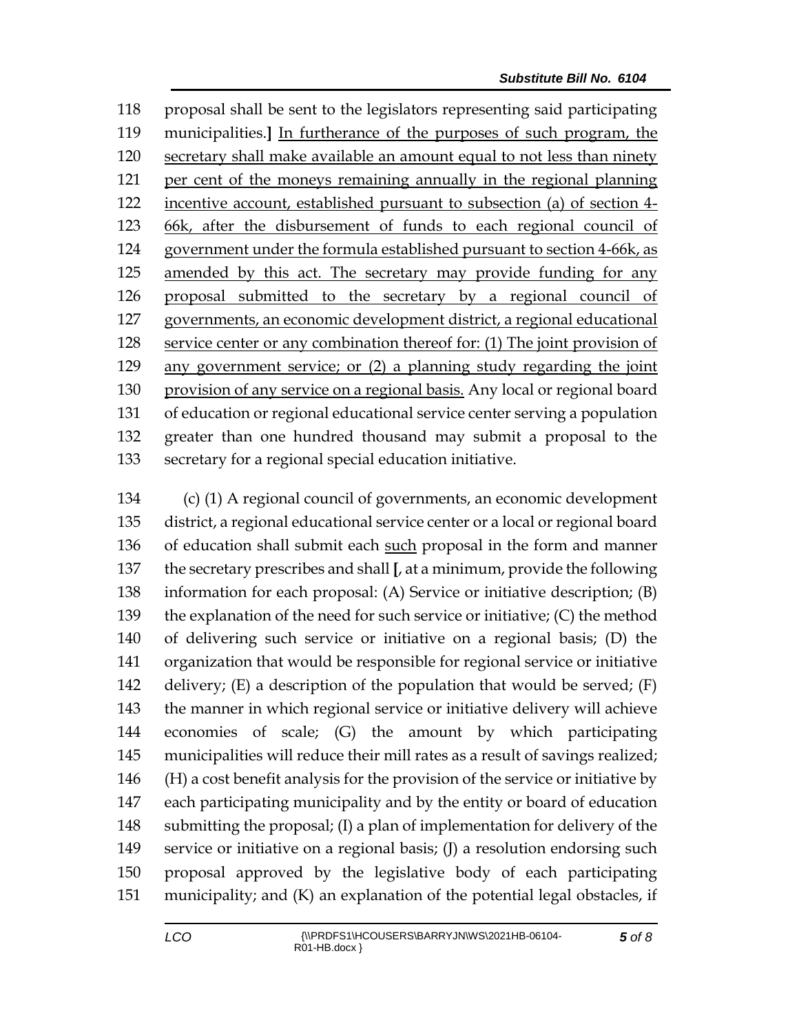proposal shall be sent to the legislators representing said participating municipalities.**]** <u>In furtherance of the purposes of such program, the secretary shall make available an amount equal to not less than ninety per cent of the moneys remaining annually in the regional planning incentive account, established pursuant to subsection (a) of section 4-66k, after the disbursement of funds to each regional council of government under the formula established pursuant to section 4-66k, as amended by this act. The secretary may provide funding for any proposal submitted to the secretary by a regional council of governments, an economic development district, a regional educational service center or any combination thereof for: (1) The joint provision of any government service; or (2) a planning study regarding the joint provision of any service on a regional basis.</u> Any local or regional board of education or regional educational service center serving a population greater than one hundred thousand may submit a proposal to the secretary for a regional special education initiative.

(c) (1) A regional council of governments, an economic development district, a regional educational service center or a local or regional board of education shall submit each <u>such</u> proposal in the form and manner the secretary prescribes and shall **[**, at a minimum, provide the following information for each proposal: (A) Service or initiative description; (B) the explanation of the need for such service or initiative; (C) the method of delivering such service or initiative on a regional basis; (D) the organization that would be responsible for regional service or initiative delivery; (E) a description of the population that would be served; (F) the manner in which regional service or initiative delivery will achieve economies of scale; (G) the amount by which participating municipalities will reduce their mill rates as a result of savings realized; (H) a cost benefit analysis for the provision of the service or initiative by each participating municipality and by the entity or board of education submitting the proposal; (I) a plan of implementation for delivery of the service or initiative on a regional basis; (J) a resolution endorsing such proposal approved by the legislative body of each participating municipality; and (K) an explanation of the potential legal obstacles, if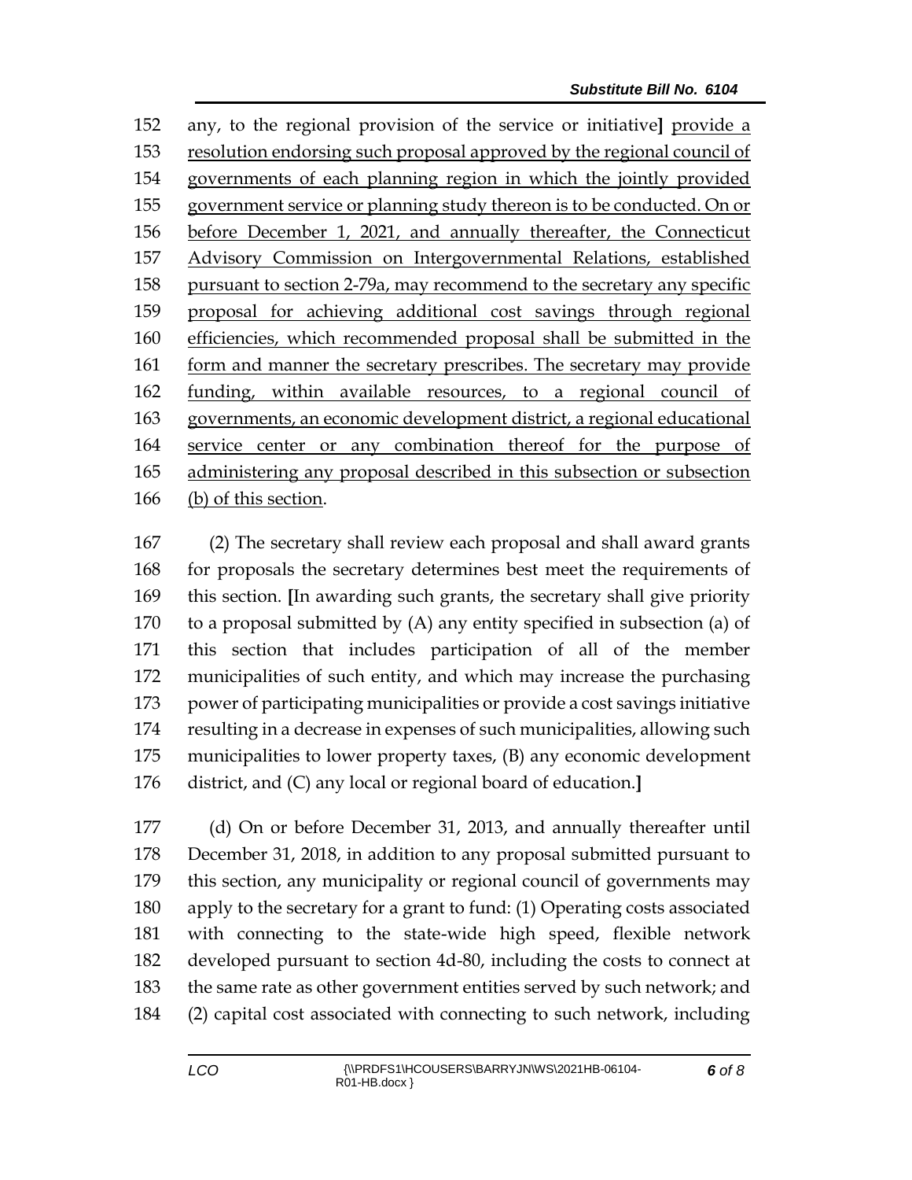any, to the regional provision of the service or initiative] provide a resolution endorsing such proposal approved by the regional council of governments of each planning region in which the jointly provided government service or planning study thereon is to be conducted. On or before December 1, 2021, and annually thereafter, the Connecticut Advisory Commission on Intergovernmental Relations, established pursuant to section 2-79a, may recommend to the secretary any specific proposal for achieving additional cost savings through regional efficiencies, which recommended proposal shall be submitted in the form and manner the secretary prescribes. The secretary may provide funding, within available resources, to a regional council of governments, an economic development district, a regional educational service center or any combination thereof for the purpose of administering any proposal described in this subsection or subsection (b) of this section.

(2) The secretary shall review each proposal and shall award grants for proposals the secretary determines best meet the requirements of this section. **[**In awarding such grants, the secretary shall give priority to a proposal submitted by (A) any entity specified in subsection (a) of this section that includes participation of all of the member municipalities of such entity, and which may increase the purchasing power of participating municipalities or provide a cost savings initiative resulting in a decrease in expenses of such municipalities, allowing such municipalities to lower property taxes, (B) any economic development district, and (C) any local or regional board of education.**]**

(d) On or before December 31, 2013, and annually thereafter until December 31, 2018, in addition to any proposal submitted pursuant to this section, any municipality or regional council of governments may apply to the secretary for a grant to fund: (1) Operating costs associated with connecting to the state-wide high speed, flexible network developed pursuant to section 4d-80, including the costs to connect at the same rate as other government entities served by such network; and (2) capital cost associated with connecting to such network, including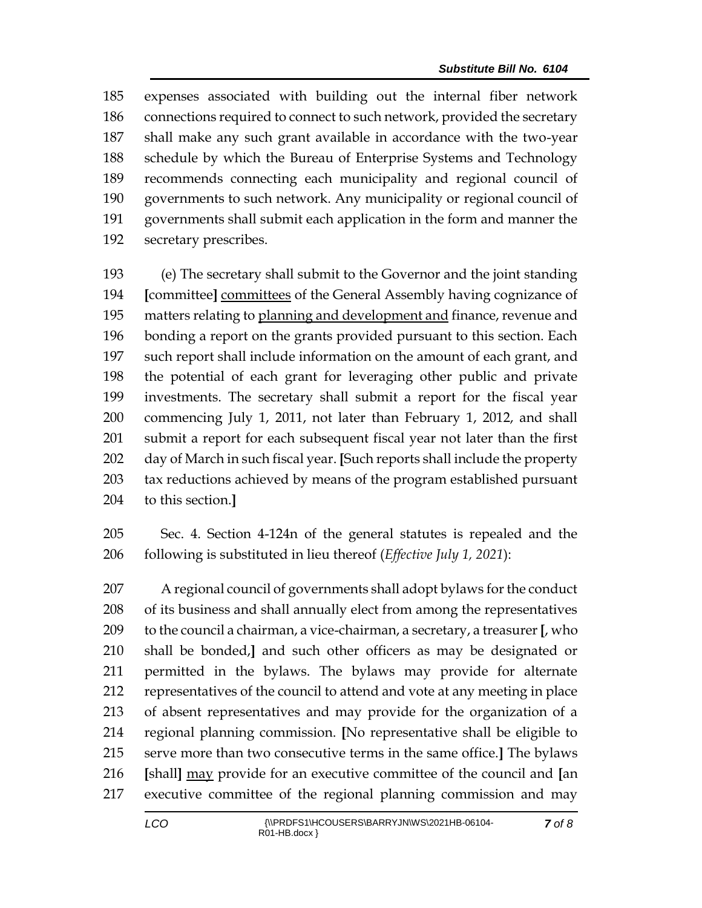185 expenses associated with building out the internal fiber network
186 connections required to connect to such network, provided the secretary
187 shall make any such grant available in accordance with the two-year
188 schedule by which the Bureau of Enterprise Systems and Technology
189 recommends connecting each municipality and regional council of
190 governments to such network. Any municipality or regional council of
191 governments shall submit each application in the form and manner the
192 secretary prescribes.

193 (e) The secretary shall submit to the Governor and the joint standing
194 [committee] <u>committees</u> of the General Assembly having cognizance of
195 matters relating to <u>planning and development and</u> finance, revenue and
196 bonding a report on the grants provided pursuant to this section. Each
197 such report shall include information on the amount of each grant, and
198 the potential of each grant for leveraging other public and private
199 investments. The secretary shall submit a report for the fiscal year
200 commencing July 1, 2011, not later than February 1, 2012, and shall
201 submit a report for each subsequent fiscal year not later than the first
202 day of March in such fiscal year. [Such reports shall include the property
203 tax reductions achieved by means of the program established pursuant
204 to this section.]

205 Sec. 4. Section 4-124n of the general statutes is repealed and the
206 following is substituted in lieu thereof (*Effective July 1, 2021*):

207 A regional council of governments shall adopt bylaws for the conduct
208 of its business and shall annually elect from among the representatives
209 to the council a chairman, a vice-chairman, a secretary, a treasurer [, who
210 shall be bonded,] and such other officers as may be designated or
211 permitted in the bylaws. The bylaws may provide for alternate
212 representatives of the council to attend and vote at any meeting in place
213 of absent representatives and may provide for the organization of a
214 regional planning commission. [No representative shall be eligible to
215 serve more than two consecutive terms in the same office.] The bylaws
216 [shall] <u>may</u> provide for an executive committee of the council and [an
217 executive committee of the regional planning commission and may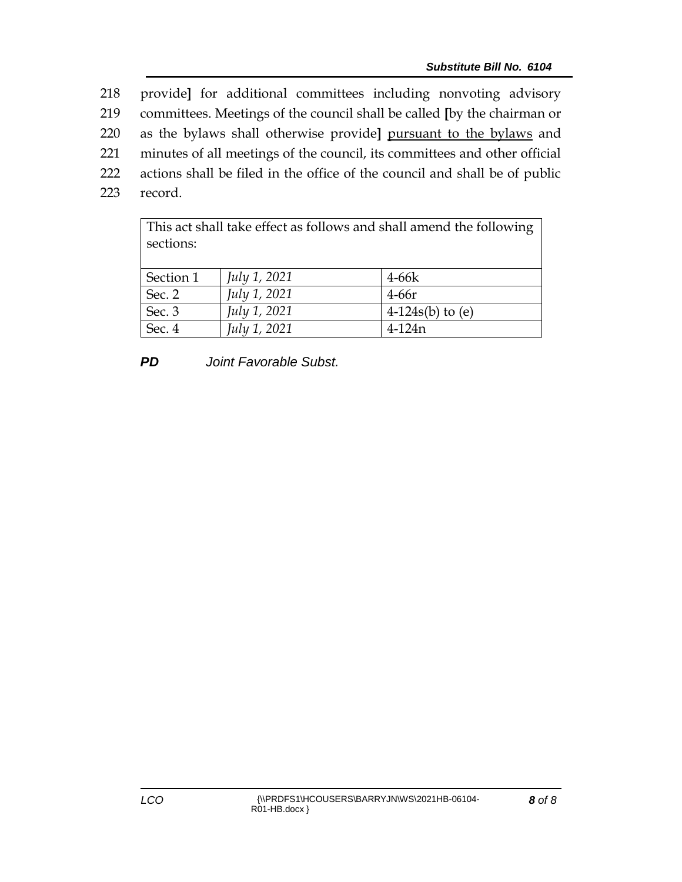218 provide**]** for additional committees including nonvoting advisory
219 committees. Meetings of the council shall be called **[**by the chairman or
220 as the bylaws shall otherwise provide**]** pursuant to the bylaws and
221 minutes of all meetings of the council, its committees and other official
222 actions shall be filed in the office of the council and shall be of public
223 record.

| This act shall take effect as follows and shall amend the following sections: | | |
|---|---|---|
| Section 1 | *July 1, 2021* | 4-66k |
| Sec. 2 | *July 1, 2021* | 4-66r |
| Sec. 3 | *July 1, 2021* | 4-124s(b) to (e) |
| Sec. 4 | *July 1, 2021* | 4-124n |

***PD*** *Joint Favorable Subst.*